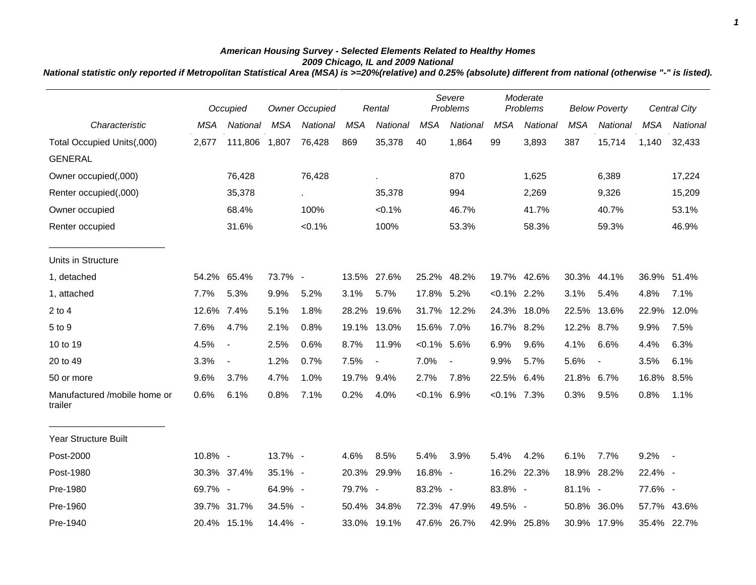***American Housing Survey - Selected Elements Related to Healthy Homes***
***2009 Chicago, IL and 2009 National***
***National statistic only reported if Metropolitan Statistical Area (MSA) is >=20%(relative) and 0.25% (absolute) different from national (otherwise "-" is listed).***

| | *Occupied* | | *Owner Occupied* | | *Rental* | | *Severe Problems* | | *Moderate Problems* | | *Below Poverty* | | *Central City* | |
|---|---|---|---|---|---|---|---|---|---|---|---|---|---|---|
| *Characteristic* | *MSA* | *National* | *MSA* | *National* | *MSA* | *National* | *MSA* | *National* | *MSA* | *National* | *MSA* | *National* | *MSA* | *National* |
| Total Occupied Units(,000) | 2,677 | 111,806 | 1,807 | 76,428 | 869 | 35,378 | 40 | 1,864 | 99 | 3,893 | 387 | 15,714 | 1,140 | 32,433 |
| GENERAL | | | | | | | | | | | | | | |
| Owner occupied(,000) | | 76,428 | | 76,428 | | . | | 870 | | 1,625 | | 6,389 | | 17,224 |
| Renter occupied(,000) | | 35,378 | | . | | 35,378 | | 994 | | 2,269 | | 9,326 | | 15,209 |
| Owner occupied | | 68.4% | | 100% | | <0.1% | | 46.7% | | 41.7% | | 40.7% | | 53.1% |
| Renter occupied | | 31.6% | | <0.1% | | 100% | | 53.3% | | 58.3% | | 59.3% | | 46.9% |
| Units in Structure | | | | | | | | | | | | | | |
| 1, detached | 54.2% | 65.4% | 73.7% | - | 13.5% | 27.6% | 25.2% | 48.2% | 19.7% | 42.6% | 30.3% | 44.1% | 36.9% | 51.4% |
| 1, attached | 7.7% | 5.3% | 9.9% | 5.2% | 3.1% | 5.7% | 17.8% | 5.2% | <0.1% | 2.2% | 3.1% | 5.4% | 4.8% | 7.1% |
| 2 to 4 | 12.6% | 7.4% | 5.1% | 1.8% | 28.2% | 19.6% | 31.7% | 12.2% | 24.3% | 18.0% | 22.5% | 13.6% | 22.9% | 12.0% |
| 5 to 9 | 7.6% | 4.7% | 2.1% | 0.8% | 19.1% | 13.0% | 15.6% | 7.0% | 16.7% | 8.2% | 12.2% | 8.7% | 9.9% | 7.5% |
| 10 to 19 | 4.5% | - | 2.5% | 0.6% | 8.7% | 11.9% | <0.1% | 5.6% | 6.9% | 9.6% | 4.1% | 6.6% | 4.4% | 6.3% |
| 20 to 49 | 3.3% | - | 1.2% | 0.7% | 7.5% | - | 7.0% | - | 9.9% | 5.7% | 5.6% | - | 3.5% | 6.1% |
| 50 or more | 9.6% | 3.7% | 4.7% | 1.0% | 19.7% | 9.4% | 2.7% | 7.8% | 22.5% | 6.4% | 21.8% | 6.7% | 16.8% | 8.5% |
| Manufactured /mobile home or trailer | 0.6% | 6.1% | 0.8% | 7.1% | 0.2% | 4.0% | <0.1% | 6.9% | <0.1% | 7.3% | 0.3% | 9.5% | 0.8% | 1.1% |
| Year Structure Built | | | | | | | | | | | | | | |
| Post-2000 | 10.8% | - | 13.7% | - | 4.6% | 8.5% | 5.4% | 3.9% | 5.4% | 4.2% | 6.1% | 7.7% | 9.2% | - |
| Post-1980 | 30.3% | 37.4% | 35.1% | - | 20.3% | 29.9% | 16.8% | - | 16.2% | 22.3% | 18.9% | 28.2% | 22.4% | - |
| Pre-1980 | 69.7% | - | 64.9% | - | 79.7% | - | 83.2% | - | 83.8% | - | 81.1% | - | 77.6% | - |
| Pre-1960 | 39.7% | 31.7% | 34.5% | - | 50.4% | 34.8% | 72.3% | 47.9% | 49.5% | - | 50.8% | 36.0% | 57.7% | 43.6% |
| Pre-1940 | 20.4% | 15.1% | 14.4% | - | 33.0% | 19.1% | 47.6% | 26.7% | 42.9% | 25.8% | 30.9% | 17.9% | 35.4% | 22.7% |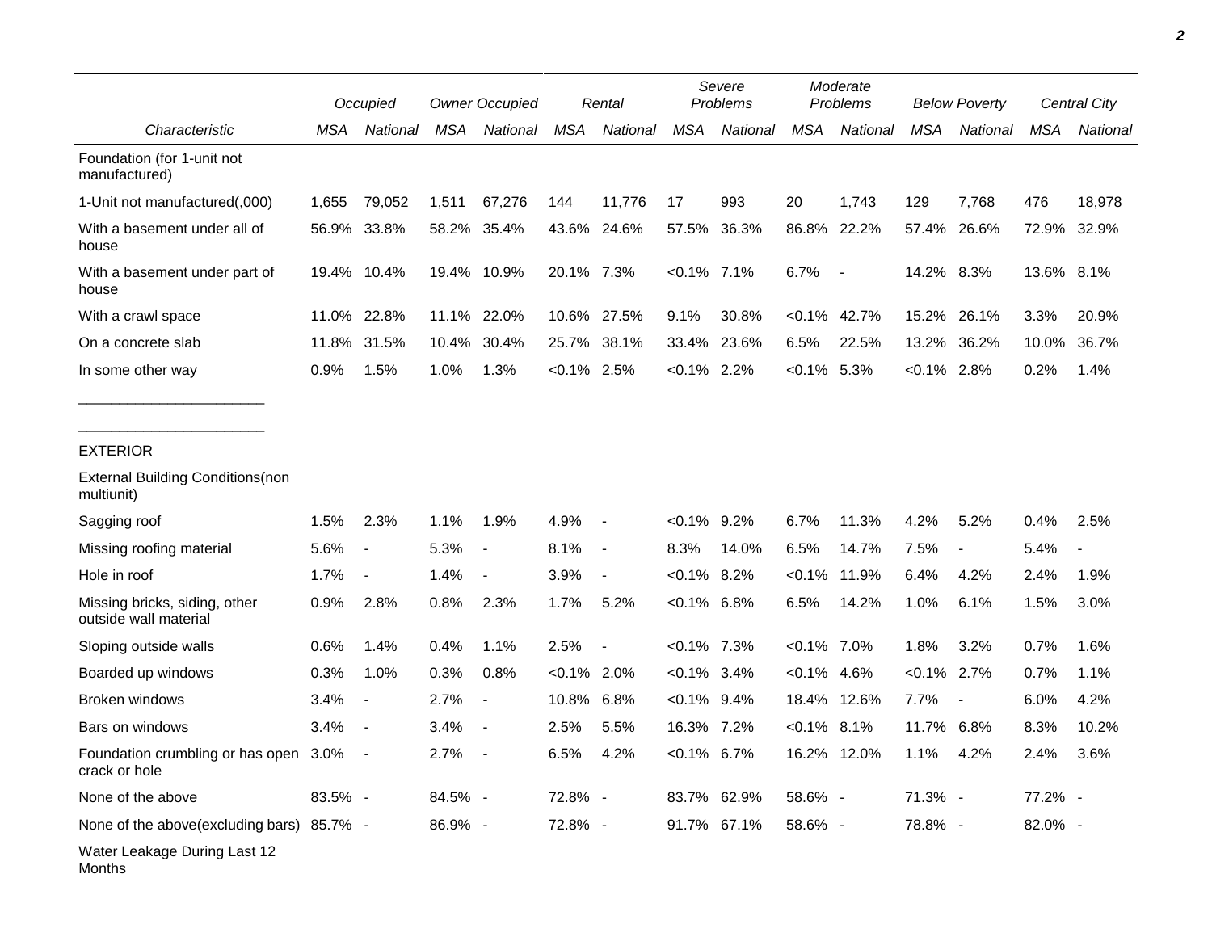| Characteristic | Occupied | | Owner Occupied | | Rental | | Severe Problems | | Moderate Problems | | Below Poverty | | Central City | |
|---|---|---|---|---|---|---|---|---|---|---|---|---|---|---|
| | MSA | National | MSA | National | MSA | National | MSA | National | MSA | National | MSA | National | MSA | National |
| Foundation (for 1-unit not manufactured) | | | | | | | | | | | | | | |
| 1-Unit not manufactured(,000) | 1,655 | 79,052 | 1,511 | 67,276 | 144 | 11,776 | 17 | 993 | 20 | 1,743 | 129 | 7,768 | 476 | 18,978 |
| With a basement under all of house | 56.9% | 33.8% | 58.2% | 35.4% | 43.6% | 24.6% | 57.5% | 36.3% | 86.8% | 22.2% | 57.4% | 26.6% | 72.9% | 32.9% |
| With a basement under part of house | 19.4% | 10.4% | 19.4% | 10.9% | 20.1% | 7.3% | <0.1% | 7.1% | 6.7% | - | 14.2% | 8.3% | 13.6% | 8.1% |
| With a crawl space | 11.0% | 22.8% | 11.1% | 22.0% | 10.6% | 27.5% | 9.1% | 30.8% | <0.1% | 42.7% | 15.2% | 26.1% | 3.3% | 20.9% |
| On a concrete slab | 11.8% | 31.5% | 10.4% | 30.4% | 25.7% | 38.1% | 33.4% | 23.6% | 6.5% | 22.5% | 13.2% | 36.2% | 10.0% | 36.7% |
| In some other way | 0.9% | 1.5% | 1.0% | 1.3% | <0.1% | 2.5% | <0.1% | 2.2% | <0.1% | 5.3% | <0.1% | 2.8% | 0.2% | 1.4% |
| EXTERIOR | | | | | | | | | | | | | | |
| External Building Conditions(non multiunit) | | | | | | | | | | | | | | |
| Sagging roof | 1.5% | 2.3% | 1.1% | 1.9% | 4.9% | - | <0.1% | 9.2% | 6.7% | 11.3% | 4.2% | 5.2% | 0.4% | 2.5% |
| Missing roofing material | 5.6% | - | 5.3% | - | 8.1% | - | 8.3% | 14.0% | 6.5% | 14.7% | 7.5% | - | 5.4% | - |
| Hole in roof | 1.7% | - | 1.4% | - | 3.9% | - | <0.1% | 8.2% | <0.1% | 11.9% | 6.4% | 4.2% | 2.4% | 1.9% |
| Missing bricks, siding, other outside wall material | 0.9% | 2.8% | 0.8% | 2.3% | 1.7% | 5.2% | <0.1% | 6.8% | 6.5% | 14.2% | 1.0% | 6.1% | 1.5% | 3.0% |
| Sloping outside walls | 0.6% | 1.4% | 0.4% | 1.1% | 2.5% | - | <0.1% | 7.3% | <0.1% | 7.0% | 1.8% | 3.2% | 0.7% | 1.6% |
| Boarded up windows | 0.3% | 1.0% | 0.3% | 0.8% | <0.1% | 2.0% | <0.1% | 3.4% | <0.1% | 4.6% | <0.1% | 2.7% | 0.7% | 1.1% |
| Broken windows | 3.4% | - | 2.7% | - | 10.8% | 6.8% | <0.1% | 9.4% | 18.4% | 12.6% | 7.7% | - | 6.0% | 4.2% |
| Bars on windows | 3.4% | - | 3.4% | - | 2.5% | 5.5% | 16.3% | 7.2% | <0.1% | 8.1% | 11.7% | 6.8% | 8.3% | 10.2% |
| Foundation crumbling or has open crack or hole | 3.0% | - | 2.7% | - | 6.5% | 4.2% | <0.1% | 6.7% | 16.2% | 12.0% | 1.1% | 4.2% | 2.4% | 3.6% |
| None of the above | 83.5% | - | 84.5% | - | 72.8% | - | 83.7% | 62.9% | 58.6% | - | 71.3% | - | 77.2% | - |
| None of the above(excluding bars) | 85.7% | - | 86.9% | - | 72.8% | - | 91.7% | 67.1% | 58.6% | - | 78.8% | - | 82.0% | - |
| Water Leakage During Last 12 Months | | | | | | | | | | | | | | |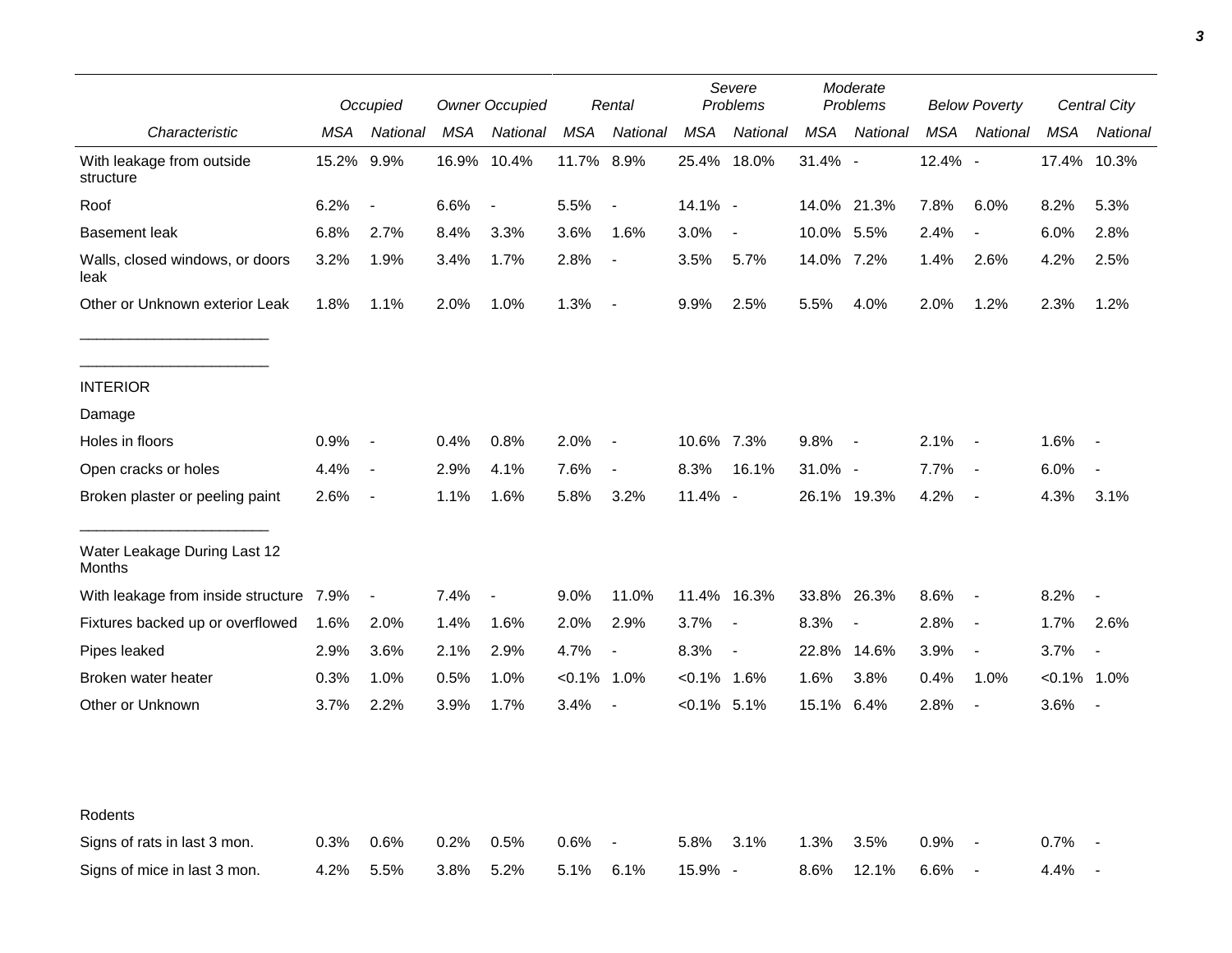| | Occupied | | Owner Occupied | | Rental | | Severe Problems | | Moderate Problems | | Below Poverty | | Central City | |
|---|---|---|---|---|---|---|---|---|---|---|---|---|---|---|
| Characteristic | MSA | National | MSA | National | MSA | National | MSA | National | MSA | National | MSA | National | MSA | National |
| With leakage from outside structure | 15.2% | 9.9% | 16.9% | 10.4% | 11.7% | 8.9% | 25.4% | 18.0% | 31.4% | - | 12.4% | - | 17.4% | 10.3% |
| Roof | 6.2% | - | 6.6% | - | 5.5% | - | 14.1% | - | 14.0% | 21.3% | 7.8% | 6.0% | 8.2% | 5.3% |
| Basement leak | 6.8% | 2.7% | 8.4% | 3.3% | 3.6% | 1.6% | 3.0% | - | 10.0% | 5.5% | 2.4% | - | 6.0% | 2.8% |
| Walls, closed windows, or doors leak | 3.2% | 1.9% | 3.4% | 1.7% | 2.8% | - | 3.5% | 5.7% | 14.0% | 7.2% | 1.4% | 2.6% | 4.2% | 2.5% |
| Other or Unknown exterior Leak | 1.8% | 1.1% | 2.0% | 1.0% | 1.3% | - | 9.9% | 2.5% | 5.5% | 4.0% | 2.0% | 1.2% | 2.3% | 1.2% |
| INTERIOR | | | | | | | | | | | | | | |
| Damage | | | | | | | | | | | | | | |
| Holes in floors | 0.9% | - | 0.4% | 0.8% | 2.0% | - | 10.6% | 7.3% | 9.8% | - | 2.1% | - | 1.6% | - |
| Open cracks or holes | 4.4% | - | 2.9% | 4.1% | 7.6% | - | 8.3% | 16.1% | 31.0% | - | 7.7% | - | 6.0% | - |
| Broken plaster or peeling paint | 2.6% | - | 1.1% | 1.6% | 5.8% | 3.2% | 11.4% | - | 26.1% | 19.3% | 4.2% | - | 4.3% | 3.1% |
| Water Leakage During Last 12 Months | | | | | | | | | | | | | | |
| With leakage from inside structure | 7.9% | - | 7.4% | - | 9.0% | 11.0% | 11.4% | 16.3% | 33.8% | 26.3% | 8.6% | - | 8.2% | - |
| Fixtures backed up or overflowed | 1.6% | 2.0% | 1.4% | 1.6% | 2.0% | 2.9% | 3.7% | - | 8.3% | - | 2.8% | - | 1.7% | 2.6% |
| Pipes leaked | 2.9% | 3.6% | 2.1% | 2.9% | 4.7% | - | 8.3% | - | 22.8% | 14.6% | 3.9% | - | 3.7% | - |
| Broken water heater | 0.3% | 1.0% | 0.5% | 1.0% | <0.1% | 1.0% | <0.1% | 1.6% | 1.6% | 3.8% | 0.4% | 1.0% | <0.1% | 1.0% |
| Other or Unknown | 3.7% | 2.2% | 3.9% | 1.7% | 3.4% | - | <0.1% | 5.1% | 15.1% | 6.4% | 2.8% | - | 3.6% | - |
| Rodents | | | | | | | | | | | | | | |
| Signs of rats in last 3 mon. | 0.3% | 0.6% | 0.2% | 0.5% | 0.6% | - | 5.8% | 3.1% | 1.3% | 3.5% | 0.9% | - | 0.7% | - |
| Signs of mice in last 3 mon. | 4.2% | 5.5% | 3.8% | 5.2% | 5.1% | 6.1% | 15.9% | - | 8.6% | 12.1% | 6.6% | - | 4.4% | - |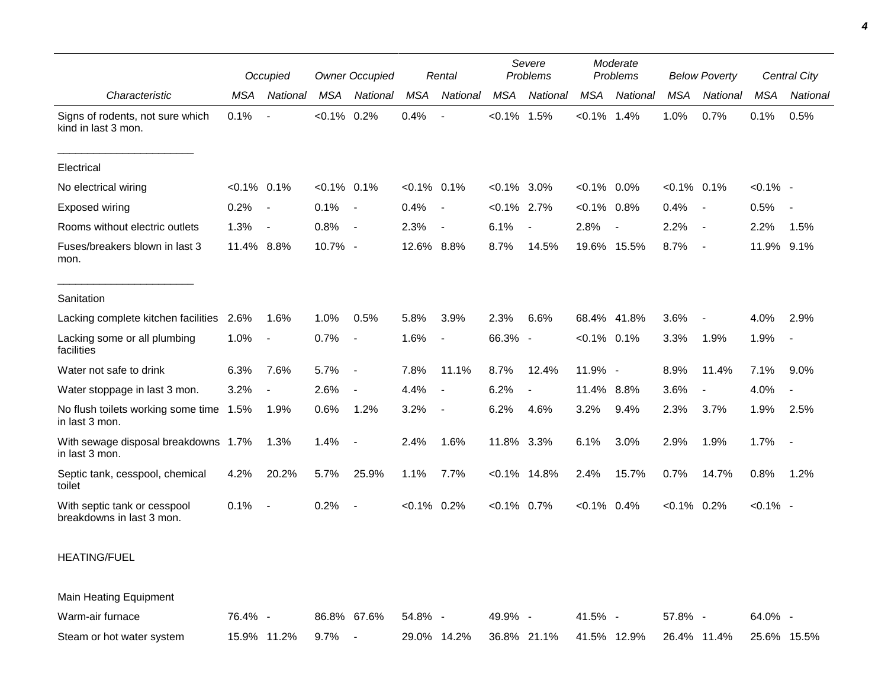| Characteristic | Occupied | | Owner Occupied | | Rental | | Severe Problems | | Moderate Problems | | Below Poverty | | Central City | |
|---|---|---|---|---|---|---|---|---|---|---|---|---|---|---|
| | MSA | National | MSA | National | MSA | National | MSA | National | MSA | National | MSA | National | MSA | National |
| Signs of rodents, not sure which kind in last 3 mon. | 0.1% | - | <0.1% | 0.2% | 0.4% | - | <0.1% | 1.5% | <0.1% | 1.4% | 1.0% | 0.7% | 0.1% | 0.5% |
| Electrical | | | | | | | | | | | | | | |
| No electrical wiring | <0.1% | 0.1% | <0.1% | 0.1% | <0.1% | 0.1% | <0.1% | 3.0% | <0.1% | 0.0% | <0.1% | 0.1% | <0.1% | - |
| Exposed wiring | 0.2% | - | 0.1% | - | 0.4% | - | <0.1% | 2.7% | <0.1% | 0.8% | 0.4% | - | 0.5% | - |
| Rooms without electric outlets | 1.3% | - | 0.8% | - | 2.3% | - | 6.1% | - | 2.8% | - | 2.2% | - | 2.2% | 1.5% |
| Fuses/breakers blown in last 3 mon. | 11.4% | 8.8% | 10.7% | - | 12.6% | 8.8% | 8.7% | 14.5% | 19.6% | 15.5% | 8.7% | - | 11.9% | 9.1% |
| Sanitation | | | | | | | | | | | | | | |
| Lacking complete kitchen facilities | 2.6% | 1.6% | 1.0% | 0.5% | 5.8% | 3.9% | 2.3% | 6.6% | 68.4% | 41.8% | 3.6% | - | 4.0% | 2.9% |
| Lacking some or all plumbing facilities | 1.0% | - | 0.7% | - | 1.6% | - | 66.3% | - | <0.1% | 0.1% | 3.3% | 1.9% | 1.9% | - |
| Water not safe to drink | 6.3% | 7.6% | 5.7% | - | 7.8% | 11.1% | 8.7% | 12.4% | 11.9% | - | 8.9% | 11.4% | 7.1% | 9.0% |
| Water stoppage in last 3 mon. | 3.2% | - | 2.6% | - | 4.4% | - | 6.2% | - | 11.4% | 8.8% | 3.6% | - | 4.0% | - |
| No flush toilets working some time in last 3 mon. | 1.5% | 1.9% | 0.6% | 1.2% | 3.2% | - | 6.2% | 4.6% | 3.2% | 9.4% | 2.3% | 3.7% | 1.9% | 2.5% |
| With sewage disposal breakdowns in last 3 mon. | 1.7% | 1.3% | 1.4% | - | 2.4% | 1.6% | 11.8% | 3.3% | 6.1% | 3.0% | 2.9% | 1.9% | 1.7% | - |
| Septic tank, cesspool, chemical toilet | 4.2% | 20.2% | 5.7% | 25.9% | 1.1% | 7.7% | <0.1% | 14.8% | 2.4% | 15.7% | 0.7% | 14.7% | 0.8% | 1.2% |
| With septic tank or cesspool breakdowns in last 3 mon. | 0.1% | - | 0.2% | - | <0.1% | 0.2% | <0.1% | 0.7% | <0.1% | 0.4% | <0.1% | 0.2% | <0.1% | - |
| HEATING/FUEL | | | | | | | | | | | | | | |
| Main Heating Equipment | | | | | | | | | | | | | | |
| Warm-air furnace | 76.4% | - | 86.8% | 67.6% | 54.8% | - | 49.9% | - | 41.5% | - | 57.8% | - | 64.0% | - |
| Steam or hot water system | 15.9% | 11.2% | 9.7% | - | 29.0% | 14.2% | 36.8% | 21.1% | 41.5% | 12.9% | 26.4% | 11.4% | 25.6% | 15.5% |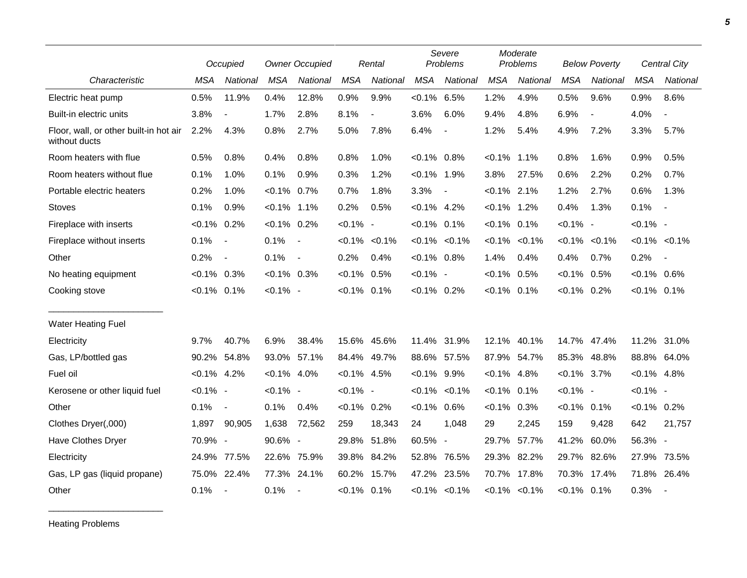| Characteristic | Occupied | | Owner Occupied | | Rental | | Severe Problems | | Moderate Problems | | Below Poverty | | Central City | |
|---|---|---|---|---|---|---|---|---|---|---|---|---|---|---|
| | MSA | National | MSA | National | MSA | National | MSA | National | MSA | National | MSA | National | MSA | National |
| Electric heat pump | 0.5% | 11.9% | 0.4% | 12.8% | 0.9% | 9.9% | <0.1% | 6.5% | 1.2% | 4.9% | 0.5% | 9.6% | 0.9% | 8.6% |
| Built-in electric units | 3.8% | - | 1.7% | 2.8% | 8.1% | - | 3.6% | 6.0% | 9.4% | 4.8% | 6.9% | - | 4.0% | - |
| Floor, wall, or other built-in hot air without ducts | 2.2% | 4.3% | 0.8% | 2.7% | 5.0% | 7.8% | 6.4% | - | 1.2% | 5.4% | 4.9% | 7.2% | 3.3% | 5.7% |
| Room heaters with flue | 0.5% | 0.8% | 0.4% | 0.8% | 0.8% | 1.0% | <0.1% | 0.8% | <0.1% | 1.1% | 0.8% | 1.6% | 0.9% | 0.5% |
| Room heaters without flue | 0.1% | 1.0% | 0.1% | 0.9% | 0.3% | 1.2% | <0.1% | 1.9% | 3.8% | 27.5% | 0.6% | 2.2% | 0.2% | 0.7% |
| Portable electric heaters | 0.2% | 1.0% | <0.1% | 0.7% | 0.7% | 1.8% | 3.3% | - | <0.1% | 2.1% | 1.2% | 2.7% | 0.6% | 1.3% |
| Stoves | 0.1% | 0.9% | <0.1% | 1.1% | 0.2% | 0.5% | <0.1% | 4.2% | <0.1% | 1.2% | 0.4% | 1.3% | 0.1% | - |
| Fireplace with inserts | <0.1% | 0.2% | <0.1% | 0.2% | <0.1% | - | <0.1% | 0.1% | <0.1% | 0.1% | <0.1% | - | <0.1% | - |
| Fireplace without inserts | 0.1% | - | 0.1% | - | <0.1% | <0.1% | <0.1% | <0.1% | <0.1% | <0.1% | <0.1% | <0.1% | <0.1% | <0.1% |
| Other | 0.2% | - | 0.1% | - | 0.2% | 0.4% | <0.1% | 0.8% | 1.4% | 0.4% | 0.4% | 0.7% | 0.2% | - |
| No heating equipment | <0.1% | 0.3% | <0.1% | 0.3% | <0.1% | 0.5% | <0.1% | - | <0.1% | 0.5% | <0.1% | 0.5% | <0.1% | 0.6% |
| Cooking stove | <0.1% | 0.1% | <0.1% | - | <0.1% | 0.1% | <0.1% | 0.2% | <0.1% | 0.1% | <0.1% | 0.2% | <0.1% | 0.1% |
| Water Heating Fuel | | | | | | | | | | | | | | |
| Electricity | 9.7% | 40.7% | 6.9% | 38.4% | 15.6% | 45.6% | 11.4% | 31.9% | 12.1% | 40.1% | 14.7% | 47.4% | 11.2% | 31.0% |
| Gas, LP/bottled gas | 90.2% | 54.8% | 93.0% | 57.1% | 84.4% | 49.7% | 88.6% | 57.5% | 87.9% | 54.7% | 85.3% | 48.8% | 88.8% | 64.0% |
| Fuel oil | <0.1% | 4.2% | <0.1% | 4.0% | <0.1% | 4.5% | <0.1% | 9.9% | <0.1% | 4.8% | <0.1% | 3.7% | <0.1% | 4.8% |
| Kerosene or other liquid fuel | <0.1% | - | <0.1% | - | <0.1% | - | <0.1% | <0.1% | <0.1% | 0.1% | <0.1% | - | <0.1% | - |
| Other | 0.1% | - | 0.1% | 0.4% | <0.1% | 0.2% | <0.1% | 0.6% | <0.1% | 0.3% | <0.1% | 0.1% | <0.1% | 0.2% |
| Clothes Dryer(,000) | 1,897 | 90,905 | 1,638 | 72,562 | 259 | 18,343 | 24 | 1,048 | 29 | 2,245 | 159 | 9,428 | 642 | 21,757 |
| Have Clothes Dryer | 70.9% | - | 90.6% | - | 29.8% | 51.8% | 60.5% | - | 29.7% | 57.7% | 41.2% | 60.0% | 56.3% | - |
| Electricity | 24.9% | 77.5% | 22.6% | 75.9% | 39.8% | 84.2% | 52.8% | 76.5% | 29.3% | 82.2% | 29.7% | 82.6% | 27.9% | 73.5% |
| Gas, LP gas (liquid propane) | 75.0% | 22.4% | 77.3% | 24.1% | 60.2% | 15.7% | 47.2% | 23.5% | 70.7% | 17.8% | 70.3% | 17.4% | 71.8% | 26.4% |
| Other | 0.1% | - | 0.1% | - | <0.1% | 0.1% | <0.1% | <0.1% | <0.1% | <0.1% | <0.1% | 0.1% | 0.3% | - |

Heating Problems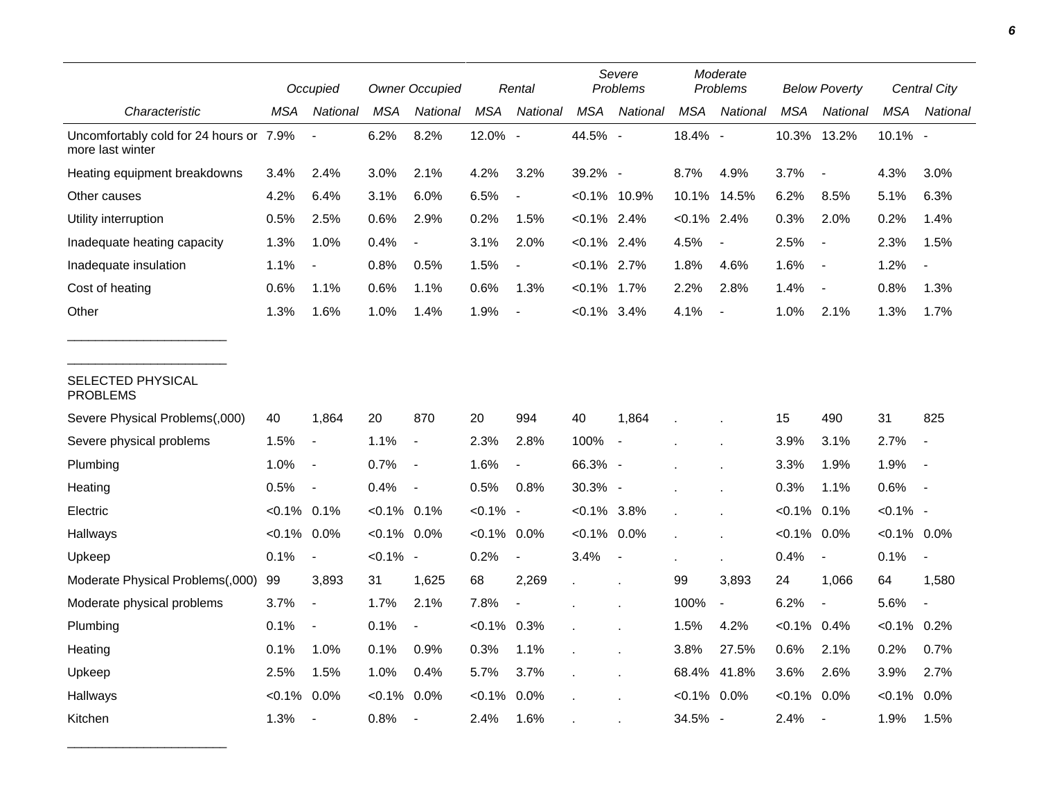| | Occupied | | Owner Occupied | | Rental | | Severe Problems | | Moderate Problems | | Below Poverty | | Central City | |
|---|---|---|---|---|---|---|---|---|---|---|---|---|---|---|
| Characteristic | MSA | National | MSA | National | MSA | National | MSA | National | MSA | National | MSA | National | MSA | National |
| Uncomfortably cold for 24 hours or more last winter | 7.9% | - | 6.2% | 8.2% | 12.0% | - | 44.5% | - | 18.4% | - | 10.3% | 13.2% | 10.1% | - |
| Heating equipment breakdowns | 3.4% | 2.4% | 3.0% | 2.1% | 4.2% | 3.2% | 39.2% | - | 8.7% | 4.9% | 3.7% | - | 4.3% | 3.0% |
| Other causes | 4.2% | 6.4% | 3.1% | 6.0% | 6.5% | - | <0.1% | 10.9% | 10.1% | 14.5% | 6.2% | 8.5% | 5.1% | 6.3% |
| Utility interruption | 0.5% | 2.5% | 0.6% | 2.9% | 0.2% | 1.5% | <0.1% | 2.4% | <0.1% | 2.4% | 0.3% | 2.0% | 0.2% | 1.4% |
| Inadequate heating capacity | 1.3% | 1.0% | 0.4% | - | 3.1% | 2.0% | <0.1% | 2.4% | 4.5% | - | 2.5% | - | 2.3% | 1.5% |
| Inadequate insulation | 1.1% | - | 0.8% | 0.5% | 1.5% | - | <0.1% | 2.7% | 1.8% | 4.6% | 1.6% | - | 1.2% | - |
| Cost of heating | 0.6% | 1.1% | 0.6% | 1.1% | 0.6% | 1.3% | <0.1% | 1.7% | 2.2% | 2.8% | 1.4% | - | 0.8% | 1.3% |
| Other | 1.3% | 1.6% | 1.0% | 1.4% | 1.9% | - | <0.1% | 3.4% | 4.1% | - | 1.0% | 2.1% | 1.3% | 1.7% |
| SELECTED PHYSICAL PROBLEMS | | | | | | | | | | | | | | |
| Severe Physical Problems(,000) | 40 | 1,864 | 20 | 870 | 20 | 994 | 40 | 1,864 | . | . | 15 | 490 | 31 | 825 |
| Severe physical problems | 1.5% | - | 1.1% | - | 2.3% | 2.8% | 100% | - | . | . | 3.9% | 3.1% | 2.7% | - |
| Plumbing | 1.0% | - | 0.7% | - | 1.6% | - | 66.3% | - | . | . | 3.3% | 1.9% | 1.9% | - |
| Heating | 0.5% | - | 0.4% | - | 0.5% | 0.8% | 30.3% | - | . | . | 0.3% | 1.1% | 0.6% | - |
| Electric | <0.1% | 0.1% | <0.1% | 0.1% | <0.1% | - | <0.1% | 3.8% | . | . | <0.1% | 0.1% | <0.1% | - |
| Hallways | <0.1% | 0.0% | <0.1% | 0.0% | <0.1% | 0.0% | <0.1% | 0.0% | . | . | <0.1% | 0.0% | <0.1% | 0.0% |
| Upkeep | 0.1% | - | <0.1% | - | 0.2% | - | 3.4% | - | . | . | 0.4% | - | 0.1% | - |
| Moderate Physical Problems(,000) | 99 | 3,893 | 31 | 1,625 | 68 | 2,269 | . | . | 99 | 3,893 | 24 | 1,066 | 64 | 1,580 |
| Moderate physical problems | 3.7% | - | 1.7% | 2.1% | 7.8% | - | . | . | 100% | - | 6.2% | - | 5.6% | - |
| Plumbing | 0.1% | - | 0.1% | - | <0.1% | 0.3% | . | . | 1.5% | 4.2% | <0.1% | 0.4% | <0.1% | 0.2% |
| Heating | 0.1% | 1.0% | 0.1% | 0.9% | 0.3% | 1.1% | . | . | 3.8% | 27.5% | 0.6% | 2.1% | 0.2% | 0.7% |
| Upkeep | 2.5% | 1.5% | 1.0% | 0.4% | 5.7% | 3.7% | . | . | 68.4% | 41.8% | 3.6% | 2.6% | 3.9% | 2.7% |
| Hallways | <0.1% | 0.0% | <0.1% | 0.0% | <0.1% | 0.0% | . | . | <0.1% | 0.0% | <0.1% | 0.0% | <0.1% | 0.0% |
| Kitchen | 1.3% | - | 0.8% | - | 2.4% | 1.6% | . | . | 34.5% | - | 2.4% | - | 1.9% | 1.5% |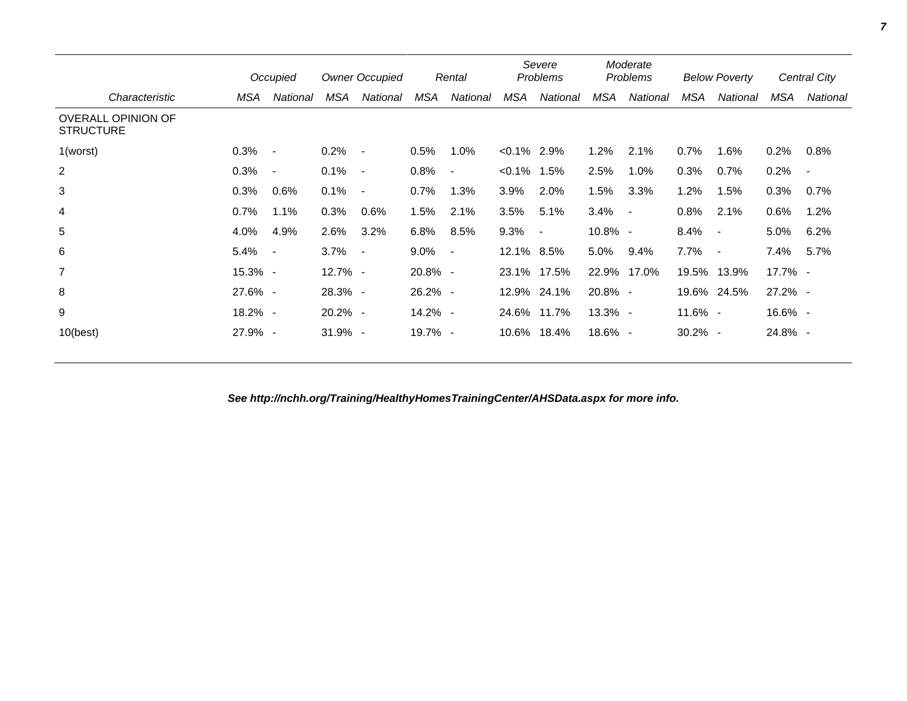| Characteristic | Occupied | | Owner Occupied | | Rental | | Severe Problems | | Moderate Problems | | Below Poverty | | Central City | |
|---|---|---|---|---|---|---|---|---|---|---|---|---|---|---|
| | MSA | National | MSA | National | MSA | National | MSA | National | MSA | National | MSA | National | MSA | National |
| OVERALL OPINION OF STRUCTURE | | | | | | | | | | | | | | |
| 1(worst) | 0.3% | - | 0.2% | - | 0.5% | 1.0% | <0.1% | 2.9% | 1.2% | 2.1% | 0.7% | 1.6% | 0.2% | 0.8% |
| 2 | 0.3% | - | 0.1% | - | 0.8% | - | <0.1% | 1.5% | 2.5% | 1.0% | 0.3% | 0.7% | 0.2% | - |
| 3 | 0.3% | 0.6% | 0.1% | - | 0.7% | 1.3% | 3.9% | 2.0% | 1.5% | 3.3% | 1.2% | 1.5% | 0.3% | 0.7% |
| 4 | 0.7% | 1.1% | 0.3% | 0.6% | 1.5% | 2.1% | 3.5% | 5.1% | 3.4% | - | 0.8% | 2.1% | 0.6% | 1.2% |
| 5 | 4.0% | 4.9% | 2.6% | 3.2% | 6.8% | 8.5% | 9.3% | - | 10.8% | - | 8.4% | - | 5.0% | 6.2% |
| 6 | 5.4% | - | 3.7% | - | 9.0% | - | 12.1% | 8.5% | 5.0% | 9.4% | 7.7% | - | 7.4% | 5.7% |
| 7 | 15.3% | - | 12.7% | - | 20.8% | - | 23.1% | 17.5% | 22.9% | 17.0% | 19.5% | 13.9% | 17.7% | - |
| 8 | 27.6% | - | 28.3% | - | 26.2% | - | 12.9% | 24.1% | 20.8% | - | 19.6% | 24.5% | 27.2% | - |
| 9 | 18.2% | - | 20.2% | - | 14.2% | - | 24.6% | 11.7% | 13.3% | - | 11.6% | - | 16.6% | - |
| 10(best) | 27.9% | - | 31.9% | - | 19.7% | - | 10.6% | 18.4% | 18.6% | - | 30.2% | - | 24.8% | - |

***See http://nchh.org/Training/HealthyHomesTrainingCenter/AHSData.aspx for more info.***